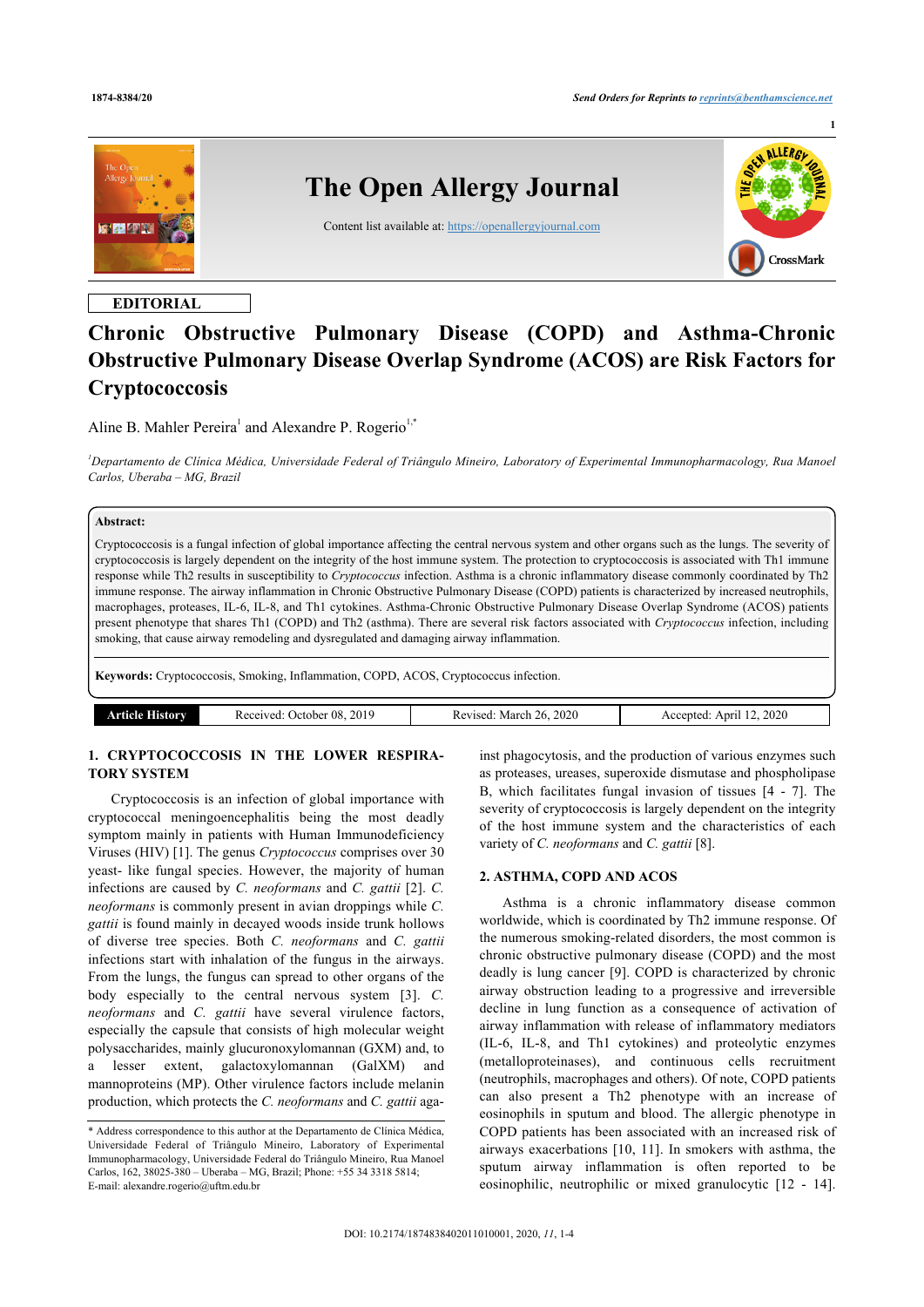EDITORIAL

# Chronic Obstructive Pulmonary Disease (COPD) and Asthma-Chronic Obstructive Pulmonary Disease Overlap Syndrome (ACOS) are Risk Factors for Cryptococcosis

Aline B. Mahler Pereira[1] and Alexandre P. Rogerio[1,*]

[1]*Departamento de Clínica Médica, Universidade Federal of Triângulo Mineiro, Laboratory of Experimental Immunopharmacology, Rua Manoel Carlos, Uberaba – MG, Brazil*

**Abstract:**

Cryptococcosis is a fungal infection of global importance affecting the central nervous system and other organs such as the lungs. The severity of cryptococcosis is largely dependent on the integrity of the host immune system. The protection to cryptococcosis is associated with Th1 immune response while Th2 results in susceptibility to *Cryptococcus* infection. Asthma is a chronic inflammatory disease commonly coordinated by Th2 immune response. The airway inflammation in Chronic Obstructive Pulmonary Disease (COPD) patients is characterized by increased neutrophils, macrophages, proteases, IL-6, IL-8, and Th1 cytokines. Asthma-Chronic Obstructive Pulmonary Disease Overlap Syndrome (ACOS) patients present phenotype that shares Th1 (COPD) and Th2 (asthma). There are several risk factors associated with *Cryptococcus* infection, including smoking, that cause airway remodeling and dysregulated and damaging airway inflammation.

**Keywords:** Cryptococcosis, Smoking, Inflammation, COPD, ACOS, Cryptococcus infection.

| Article History | Received: October 08, 2019 | Revised: March 26, 2020 | Accepted: April 12, 2020 |
|---|---|---|---|

## 1. CRYPTOCOCCOSIS IN THE LOWER RESPIRATORY SYSTEM

Cryptococcosis is an infection of global importance with cryptococcal meningoencephalitis being the most deadly symptom mainly in patients with Human Immunodeficiency Viruses (HIV) [1]. The genus *Cryptococcus* comprises over 30 yeast- like fungal species. However, the majority of human infections are caused by *C. neoformans* and *C. gattii* [2]. *C. neoformans* is commonly present in avian droppings while *C. gattii* is found mainly in decayed woods inside trunk hollows of diverse tree species. Both *C. neoformans* and *C. gattii* infections start with inhalation of the fungus in the airways. From the lungs, the fungus can spread to other organs of the body especially to the central nervous system [3]. *C. neoformans* and *C. gattii* have several virulence factors, especially the capsule that consists of high molecular weight polysaccharides, mainly glucuronoxylomannan (GXM) and, to a lesser extent, galactoxylomannan (GalXM) and mannoproteins (MP). Other virulence factors include melanin production, which protects the *C. neoformans* and *C. gattii* against phagocytosis, and the production of various enzymes such as proteases, ureases, superoxide dismutase and phospholipase B, which facilitates fungal invasion of tissues [4 - 7]. The severity of cryptococcosis is largely dependent on the integrity of the host immune system and the characteristics of each variety of *C. neoformans* and *C. gattii* [8].

## 2. ASTHMA, COPD AND ACOS

Asthma is a chronic inflammatory disease common worldwide, which is coordinated by Th2 immune response. Of the numerous smoking-related disorders, the most common is chronic obstructive pulmonary disease (COPD) and the most deadly is lung cancer [9]. COPD is characterized by chronic airway obstruction leading to a progressive and irreversible decline in lung function as a consequence of activation of airway inflammation with release of inflammatory mediators (IL-6, IL-8, and Th1 cytokines) and proteolytic enzymes (metalloproteinases), and continuous cells recruitment (neutrophils, macrophages and others). Of note, COPD patients can also present a Th2 phenotype with an increase of eosinophils in sputum and blood. The allergic phenotype in COPD patients has been associated with an increased risk of airways exacerbations [10, 11]. In smokers with asthma, the sputum airway inflammation is often reported to be eosinophilic, neutrophilic or mixed granulocytic [12 - 14].

* Address correspondence to this author at the Departamento de Clínica Médica, Universidade Federal of Triângulo Mineiro, Laboratory of Experimental Immunopharmacology, Universidade Federal do Triângulo Mineiro, Rua Manoel Carlos, 162, 38025-380 – Uberaba – MG, Brazil; Phone: +55 34 3318 5814; E-mail: alexandre.rogerio@uftm.edu.br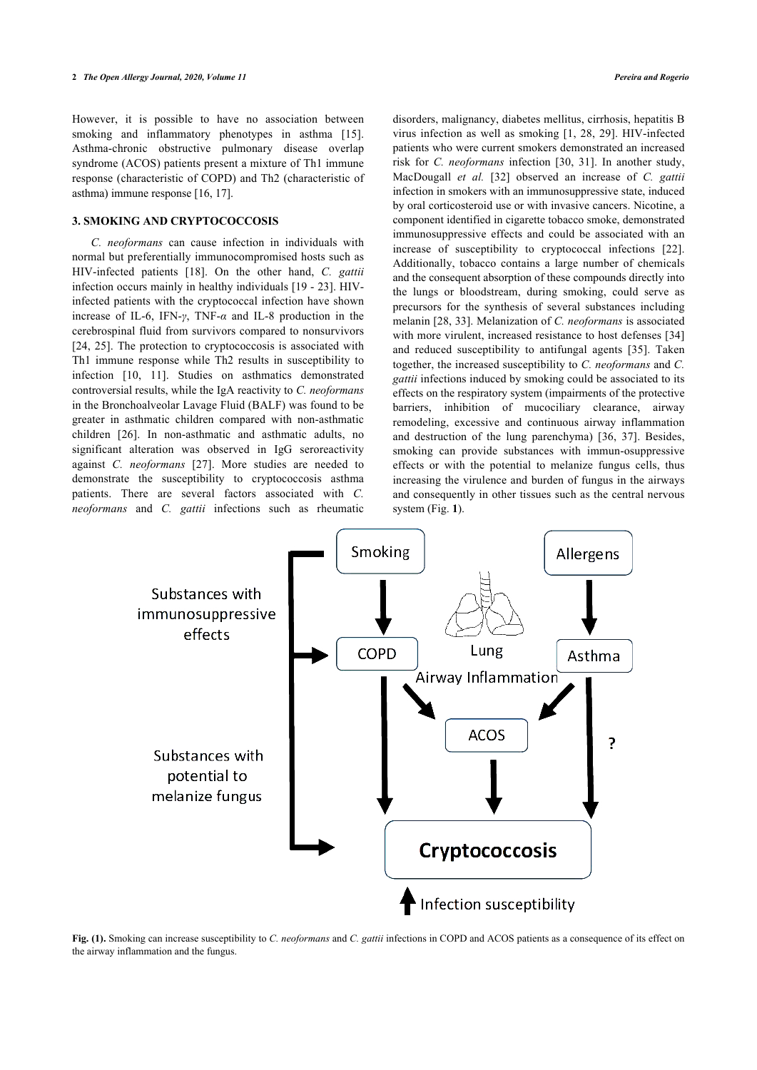However, it is possible to have no association between smoking and inflammatory phenotypes in asthma [15]. Asthma-chronic obstructive pulmonary disease overlap syndrome (ACOS) patients present a mixture of Th1 immune response (characteristic of COPD) and Th2 (characteristic of asthma) immune response [16, 17].

## 3. SMOKING AND CRYPTOCOCCOSIS

*C. neoformans* can cause infection in individuals with normal but preferentially immunocompromised hosts such as HIV-infected patients [18]. On the other hand, *C. gattii* infection occurs mainly in healthy individuals [19 - 23]. HIV-infected patients with the cryptococcal infection have shown increase of IL-6, IFN-$\gamma$, TNF-$\alpha$ and IL-8 production in the cerebrospinal fluid from survivors compared to nonsurvivors [24, 25]. The protection to cryptococcosis is associated with Th1 immune response while Th2 results in susceptibility to infection [10, 11]. Studies on asthmatics demonstrated controversial results, while the IgA reactivity to *C. neoformans* in the Bronchoalveolar Lavage Fluid (BALF) was found to be greater in asthmatic children compared with non-asthmatic children [26]. In non-asthmatic and asthmatic adults, no significant alteration was observed in IgG seroreactivity against *C. neoformans* [27]. More studies are needed to demonstrate the susceptibility to cryptococcosis asthma patients. There are several factors associated with *C. neoformans* and *C. gattii* infections such as rheumatic disorders, malignancy, diabetes mellitus, cirrhosis, hepatitis B virus infection as well as smoking [1, 28, 29]. HIV-infected patients who were current smokers demonstrated an increased risk for *C. neoformans* infection [30, 31]. In another study, MacDougall *et al.* [32] observed an increase of *C. gattii* infection in smokers with an immunosuppressive state, induced by oral corticosteroid use or with invasive cancers. Nicotine, a component identified in cigarette tobacco smoke, demonstrated immunosuppressive effects and could be associated with an increase of susceptibility to cryptococcal infections [22]. Additionally, tobacco contains a large number of chemicals and the consequent absorption of these compounds directly into the lungs or bloodstream, during smoking, could serve as precursors for the synthesis of several substances including melanin [28, 33]. Melanization of *C. neoformans* is associated with more virulent, increased resistance to host defenses [34] and reduced susceptibility to antifungal agents [35]. Taken together, the increased susceptibility to *C. neoformans* and *C. gattii* infections induced by smoking could be associated to its effects on the respiratory system (impairments of the protective barriers, inhibition of mucociliary clearance, airway remodeling, excessive and continuous airway inflammation and destruction of the lung parenchyma) [36, 37]. Besides, smoking can provide substances with immun-osuppressive effects or with the potential to melanize fungus cells, thus increasing the virulence and burden of fungus in the airways and consequently in other tissues such as the central nervous system (Fig. **1**).

**Fig. (1).** Smoking can increase susceptibility to *C. neoformans* and *C. gattii* infections in COPD and ACOS patients as a consequence of its effect on the airway inflammation and the fungus.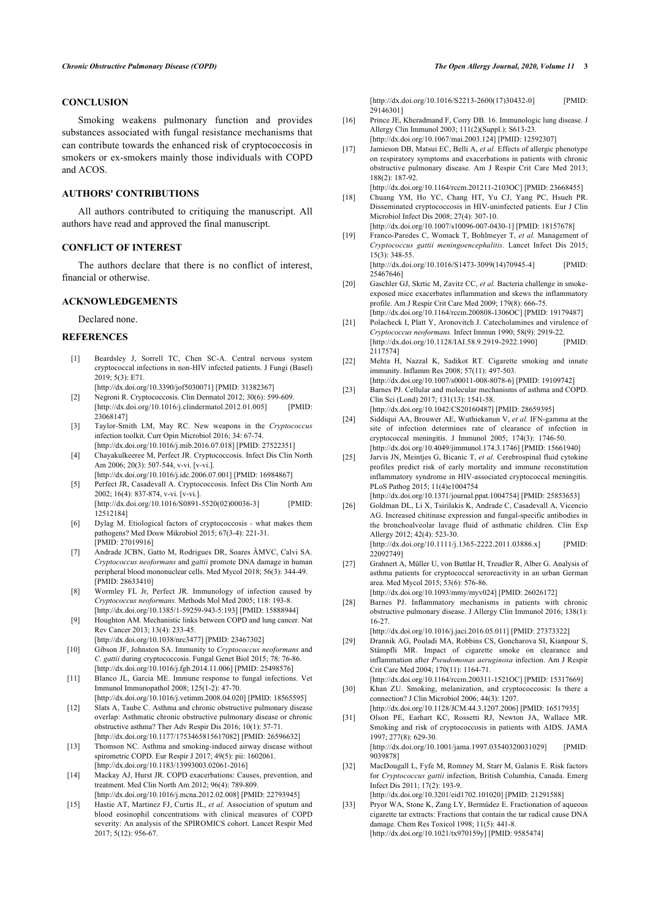## CONCLUSION

Smoking weakens pulmonary function and provides substances associated with fungal resistance mechanisms that can contribute towards the enhanced risk of cryptococcosis in smokers or ex-smokers mainly those individuals with COPD and ACOS.

## AUTHORS' CONTRIBUTIONS

All authors contributed to critiquing the manuscript. All authors have read and approved the final manuscript.

## CONFLICT OF INTEREST

The authors declare that there is no conflict of interest, financial or otherwise.

## ACKNOWLEDGEMENTS

Declared none.

## REFERENCES

[1] Beardsley J, Sorrell TC, Chen SC-A. Central nervous system cryptococcal infections in non-HIV infected patients. J Fungi (Basel) 2019; 5(3): E71. [http://dx.doi.org/10.3390/jof5030071] [PMID: 31382367]

[2] Negroni R. Cryptococcosis. Clin Dermatol 2012; 30(6): 599-609. [http://dx.doi.org/10.1016/j.clindermatol.2012.01.005] [PMID: 23068147]

[3] Taylor-Smith LM, May RC. New weapons in the *Cryptococcus* infection toolkit. Curr Opin Microbiol 2016; 34: 67-74. [http://dx.doi.org/10.1016/j.mib.2016.07.018] [PMID: 27522351]

[4] Chayakulkeeree M, Perfect JR. Cryptococcosis. Infect Dis Clin North Am 2006; 20(3): 507-544, v-vi. [v-vi.]. [http://dx.doi.org/10.1016/j.idc.2006.07.001] [PMID: 16984867]

[5] Perfect JR, Casadevall A. Cryptococcosis. Infect Dis Clin North Am 2002; 16(4): 837-874, v-vi. [v-vi.]. [http://dx.doi.org/10.1016/S0891-5520(02)00036-3] [PMID: 12512184]

[6] Dylag M. Etiological factors of cryptococcosis - what makes them pathogens? Med Dosw Mikrobiol 2015; 67(3-4): 221-31. [PMID: 27019916]

[7] Andrade JCBN, Gatto M, Rodrigues DR, Soares ÂMVC, Calvi SA. *Cryptococcus neoformans* and *gattii* promote DNA damage in human peripheral blood mononuclear cells. Med Mycol 2018; 56(3): 344-49. [PMID: 28633410]

[8] Wormley FL Jr, Perfect JR. Immunology of infection caused by *Cryptococcus neoformans*. Methods Mol Med 2005; 118: 193-8. [http://dx.doi.org/10.1385/1-59259-943-5:193] [PMID: 15888944]

[9] Houghton AM. Mechanistic links between COPD and lung cancer. Nat Rev Cancer 2013; 13(4): 233-45. [http://dx.doi.org/10.1038/nrc3477] [PMID: 23467302]

[10] Gibson JF, Johnston SA. Immunity to *Cryptococcus neoformans* and *C. gattii* during cryptococcosis. Fungal Genet Biol 2015; 78: 76-86. [http://dx.doi.org/10.1016/j.fgb.2014.11.006] [PMID: 25498576]

[11] Blanco JL, Garcia ME. Immune response to fungal infections. Vet Immunol Immunopathol 2008; 125(1-2): 47-70. [http://dx.doi.org/10.1016/j.vetimm.2008.04.020] [PMID: 18565595]

[12] Slats A, Taube C. Asthma and chronic obstructive pulmonary disease overlap: Asthmatic chronic obstructive pulmonary disease or chronic obstructive asthma? Ther Adv Respir Dis 2016; 10(1): 57-71. [http://dx.doi.org/10.1177/1753465815617082] [PMID: 26596632]

[13] Thomson NC. Asthma and smoking-induced airway disease without spirometric COPD. Eur Respir J 2017; 49(5): pii: 1602061. [http://dx.doi.org/10.1183/13993003.02061-2016]

[14] Mackay AJ, Hurst JR. COPD exacerbations: Causes, prevention, and treatment. Med Clin North Am 2012; 96(4): 789-809. [http://dx.doi.org/10.1016/j.mcna.2012.02.008] [PMID: 22793945]

[15] Hastie AT, Martinez FJ, Curtis JL, *et al.* Association of sputum and blood eosinophil concentrations with clinical measures of COPD severity: An analysis of the SPIROMICS cohort. Lancet Respir Med 2017; 5(12): 956-67. [http://dx.doi.org/10.1016/S2213-2600(17)30432-0] [PMID: 29146301]

[16] Prince JE, Kheradmand F, Corry DB. 16. Immunologic lung disease. J Allergy Clin Immunol 2003; 111(2)(Suppl.): S613-23. [http://dx.doi.org/10.1067/mai.2003.124] [PMID: 12592307]

[17] Jamieson DB, Matsui EC, Belli A, *et al.* Effects of allergic phenotype on respiratory symptoms and exacerbations in patients with chronic obstructive pulmonary disease. Am J Respir Crit Care Med 2013; 188(2): 187-92. [http://dx.doi.org/10.1164/rccm.201211-2103OC] [PMID: 23668455]

[18] Chuang YM, Ho YC, Chang HT, Yu CJ, Yang PC, Hsueh PR. Disseminated cryptococcosis in HIV-uninfected patients. Eur J Clin Microbiol Infect Dis 2008; 27(4): 307-10. [http://dx.doi.org/10.1007/s10096-007-0430-1] [PMID: 18157678]

[19] Franco-Paredes C, Womack T, Bohlmeyer T, *et al.* Management of *Cryptococcus gattii meningoencephalitis*. Lancet Infect Dis 2015; 15(3): 348-55. [http://dx.doi.org/10.1016/S1473-3099(14)70945-4] [PMID: 25467646]

[20] Gaschler GJ, Skrtic M, Zavitz CC, *et al.* Bacteria challenge in smoke-exposed mice exacerbates inflammation and skews the inflammatory profile. Am J Respir Crit Care Med 2009; 179(8): 666-75. [http://dx.doi.org/10.1164/rccm.200808-1306OC] [PMID: 19179487]

[21] Polacheck I, Platt Y, Aronovitch J. Catecholamines and virulence of *Cryptococcus neoformans*. Infect Immun 1990; 58(9): 2919-22. [http://dx.doi.org/10.1128/IAI.58.9.2919-2922.1990] [PMID: 2117574]

[22] Mehta H, Nazzal K, Sadikot RT. Cigarette smoking and innate immunity. Inflamm Res 2008; 57(11): 497-503. [http://dx.doi.org/10.1007/s00011-008-8078-6] [PMID: 19109742]

[23] Barnes PJ. Cellular and molecular mechanisms of asthma and COPD. Clin Sci (Lond) 2017; 131(13): 1541-58. [http://dx.doi.org/10.1042/CS20160487] [PMID: 28659395]

[24] Siddiqui AA, Brouwer AE, Wuthiekanun V, *et al.* IFN-gamma at the site of infection determines rate of clearance of infection in cryptococcal meningitis. J Immunol 2005; 174(3): 1746-50. [http://dx.doi.org/10.4049/jimmunol.174.3.1746] [PMID: 15661940]

[25] Jarvis JN, Meintjes G, Bicanic T, *et al.* Cerebrospinal fluid cytokine profiles predict risk of early mortality and immune reconstitution inflammatory syndrome in HIV-associated cryptococcal meningitis. PLoS Pathog 2015; 11(4)e1004754 [http://dx.doi.org/10.1371/journal.ppat.1004754] [PMID: 25853653]

[26] Goldman DL, Li X, Tsirilakis K, Andrade C, Casadevall A, Vicencio AG. Increased chitinase expression and fungal-specific antibodies in the bronchoalveolar lavage fluid of asthmatic children. Clin Exp Allergy 2012; 42(4): 523-30. [http://dx.doi.org/10.1111/j.1365-2222.2011.03886.x] [PMID: 22092749]

[27] Grahnert A, Müller U, von Buttlar H, Treudler R, Alber G. Analysis of asthma patients for cryptococcal seroreactivity in an urban German area. Med Mycol 2015; 53(6): 576-86. [http://dx.doi.org/10.1093/mmy/myv024] [PMID: 26026172]

[28] Barnes PJ. Inflammatory mechanisms in patients with chronic obstructive pulmonary disease. J Allergy Clin Immunol 2016; 138(1): 16-27. [http://dx.doi.org/10.1016/j.jaci.2016.05.011] [PMID: 27373322]

[29] Drannik AG, Pouladi MA, Robbins CS, Goncharova SI, Kianpour S, Stämpfli MR. Impact of cigarette smoke on clearance and inflammation after *Pseudomonas aeruginosa* infection. Am J Respir Crit Care Med 2004; 170(11): 1164-71. [http://dx.doi.org/10.1164/rccm.200311-1521OC] [PMID: 15317669]

[30] Khan ZU. Smoking, melanization, and cryptococcosis: Is there a connection? J Clin Microbiol 2006; 44(3): 1207. [http://dx.doi.org/10.1128/JCM.44.3.1207.2006] [PMID: 16517935]

[31] Olson PE, Earhart KC, Rossetti RJ, Newton JA, Wallace MR. Smoking and risk of cryptococcosis in patients with AIDS. JAMA 1997; 277(8): 629-30. [http://dx.doi.org/10.1001/jama.1997.03540320031029] [PMID: 9039878]

[32] MacDougall L, Fyfe M, Romney M, Starr M, Galanis E. Risk factors for *Cryptococcus gattii* infection, British Columbia, Canada. Emerg Infect Dis 2011; 17(2): 193-9. [http://dx.doi.org/10.3201/eid1702.101020] [PMID: 21291588]

[33] Pryor WA, Stone K, Zang LY, Bermúdez E. Fractionation of aqueous cigarette tar extracts: Fractions that contain the tar radical cause DNA damage. Chem Res Toxicol 1998; 11(5): 441-8. [http://dx.doi.org/10.1021/tx970159y] [PMID: 9585474]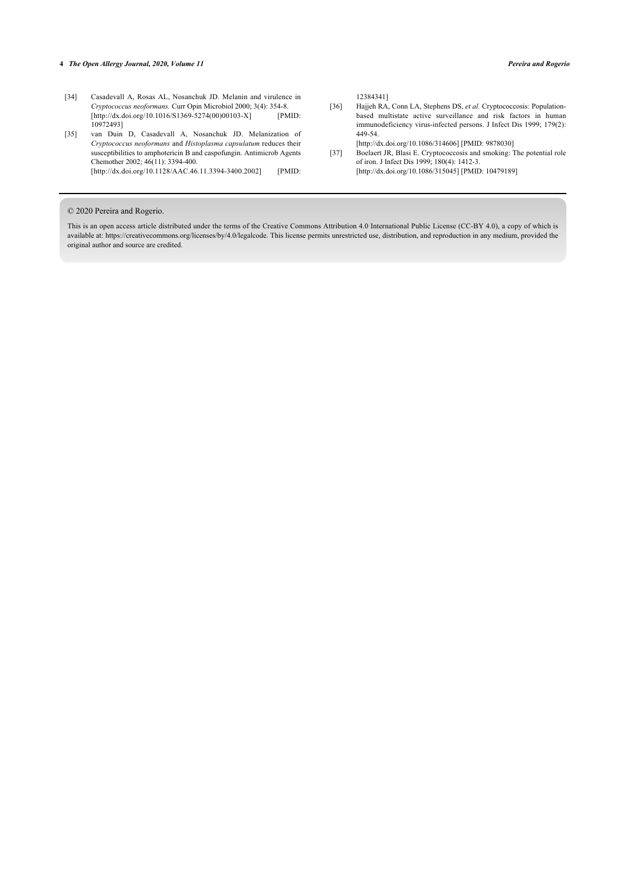[34] Casadevall A, Rosas AL, Nosanchuk JD. Melanin and virulence in *Cryptococcus neoformans.* Curr Opin Microbiol 2000; 3(4): 354-8. [http://dx.doi.org/10.1016/S1369-5274(00)00103-X] [PMID: 10972493]

[35] van Duin D, Casadevall A, Nosanchuk JD. Melanization of *Cryptococcus neoformans* and *Histoplasma capsulatum* reduces their susceptibilities to amphotericin B and caspofungin. Antimicrob Agents Chemother 2002; 46(11): 3394-400. [http://dx.doi.org/10.1128/AAC.46.11.3394-3400.2002] [PMID: 12384341]

[36] Hajjeh RA, Conn LA, Stephens DS, *et al.* Cryptococcosis: Population-based multistate active surveillance and risk factors in human immunodeficiency virus-infected persons. J Infect Dis 1999; 179(2): 449-54. [http://dx.doi.org/10.1086/314606] [PMID: 9878030]

[37] Boelaert JR, Blasi E. Cryptococcosis and smoking: The potential role of iron. J Infect Dis 1999; 180(4): 1412-3. [http://dx.doi.org/10.1086/315045] [PMID: 10479189]

© 2020 Pereira and Rogerio.

This is an open access article distributed under the terms of the Creative Commons Attribution 4.0 International Public License (CC-BY 4.0), a copy of which is available at: https://creativecommons.org/licenses/by/4.0/legalcode. This license permits unrestricted use, distribution, and reproduction in any medium, provided the original author and source are credited.